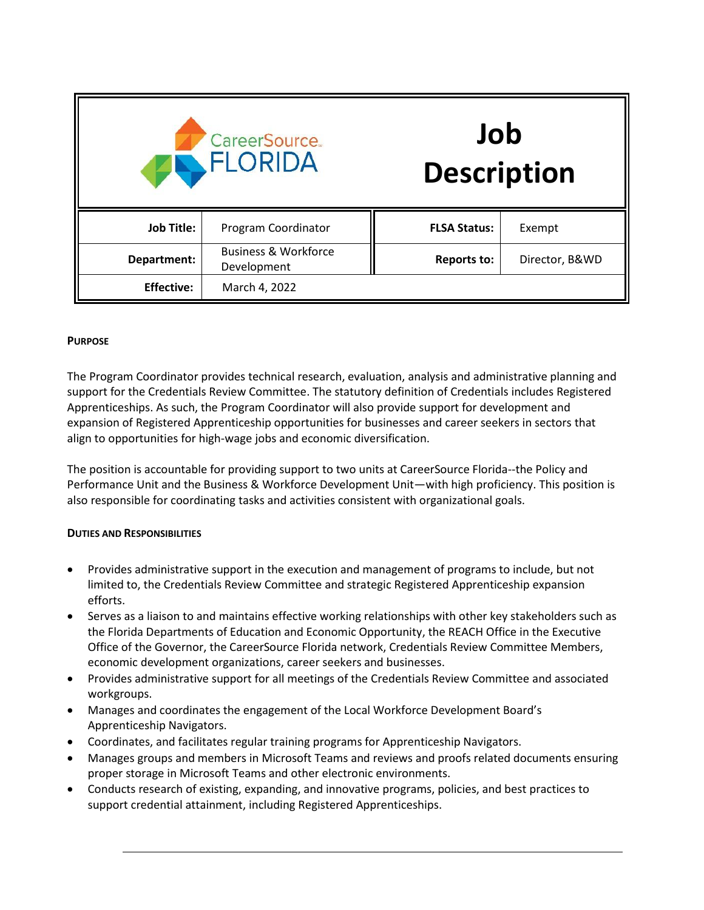CareerSource FLORIDA

# Job Description

| Job Title: | Program Coordinator | FLSA Status: | Exempt |
|---|---|---|---|
| Department: | Business & Workforce Development | Reports to: | Director, B&WD |
| Effective: | March 4, 2022 | | |

## Purpose

The Program Coordinator provides technical research, evaluation, analysis and administrative planning and support for the Credentials Review Committee. The statutory definition of Credentials includes Registered Apprenticeships. As such, the Program Coordinator will also provide support for development and expansion of Registered Apprenticeship opportunities for businesses and career seekers in sectors that align to opportunities for high-wage jobs and economic diversification.

The position is accountable for providing support to two units at CareerSource Florida--the Policy and Performance Unit and the Business & Workforce Development Unit—with high proficiency. This position is also responsible for coordinating tasks and activities consistent with organizational goals.

## Duties and Responsibilities

- Provides administrative support in the execution and management of programs to include, but not limited to, the Credentials Review Committee and strategic Registered Apprenticeship expansion efforts.
- Serves as a liaison to and maintains effective working relationships with other key stakeholders such as the Florida Departments of Education and Economic Opportunity, the REACH Office in the Executive Office of the Governor, the CareerSource Florida network, Credentials Review Committee Members, economic development organizations, career seekers and businesses.
- Provides administrative support for all meetings of the Credentials Review Committee and associated workgroups.
- Manages and coordinates the engagement of the Local Workforce Development Board's Apprenticeship Navigators.
- Coordinates, and facilitates regular training programs for Apprenticeship Navigators.
- Manages groups and members in Microsoft Teams and reviews and proofs related documents ensuring proper storage in Microsoft Teams and other electronic environments.
- Conducts research of existing, expanding, and innovative programs, policies, and best practices to support credential attainment, including Registered Apprenticeships.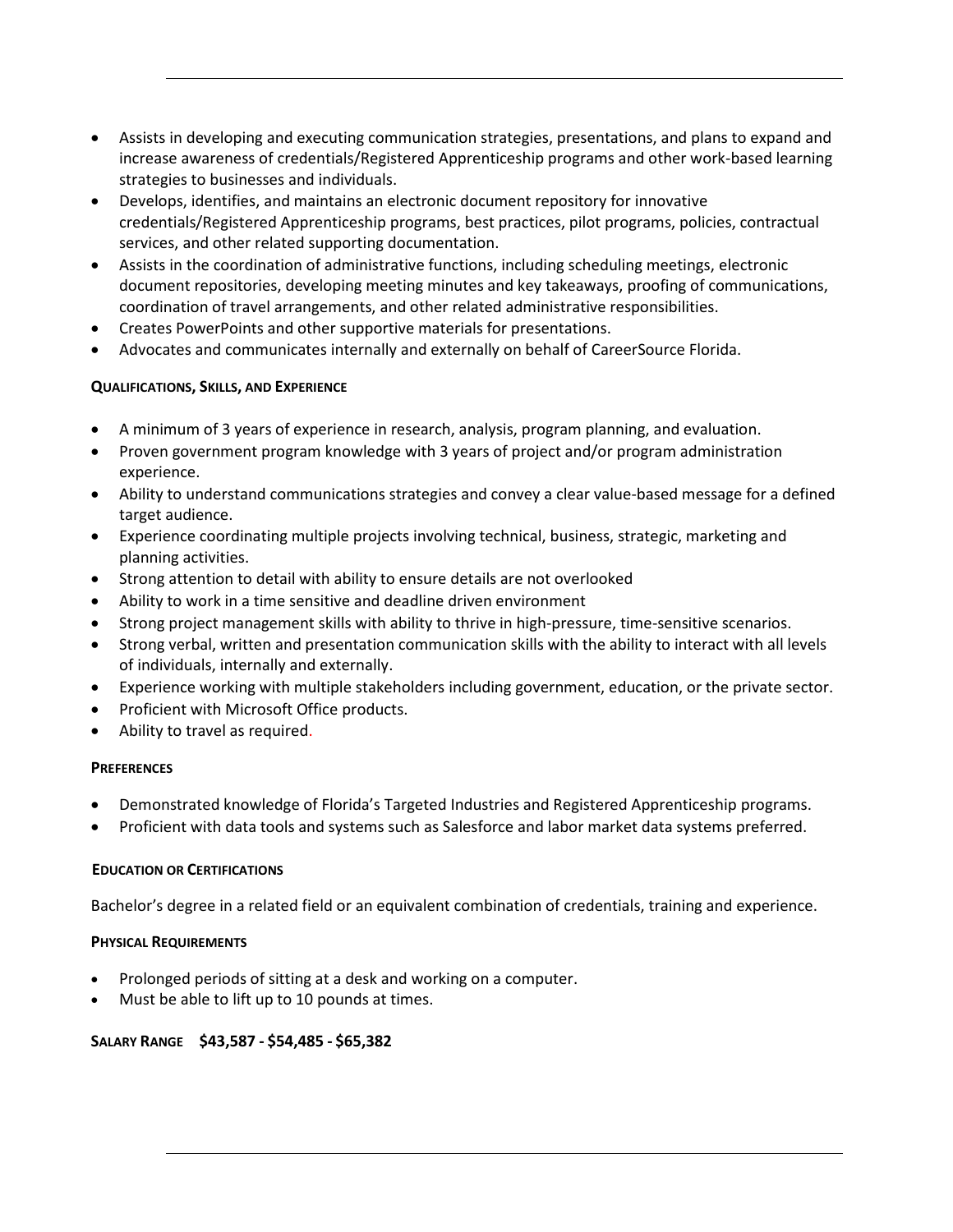- Assists in developing and executing communication strategies, presentations, and plans to expand and increase awareness of credentials/Registered Apprenticeship programs and other work-based learning strategies to businesses and individuals.
- Develops, identifies, and maintains an electronic document repository for innovative credentials/Registered Apprenticeship programs, best practices, pilot programs, policies, contractual services, and other related supporting documentation.
- Assists in the coordination of administrative functions, including scheduling meetings, electronic document repositories, developing meeting minutes and key takeaways, proofing of communications, coordination of travel arrangements, and other related administrative responsibilities.
- Creates PowerPoints and other supportive materials for presentations.
- Advocates and communicates internally and externally on behalf of CareerSource Florida.

**QUALIFICATIONS, SKILLS, AND EXPERIENCE**

- A minimum of 3 years of experience in research, analysis, program planning, and evaluation.
- Proven government program knowledge with 3 years of project and/or program administration experience.
- Ability to understand communications strategies and convey a clear value-based message for a defined target audience.
- Experience coordinating multiple projects involving technical, business, strategic, marketing and planning activities.
- Strong attention to detail with ability to ensure details are not overlooked
- Ability to work in a time sensitive and deadline driven environment
- Strong project management skills with ability to thrive in high-pressure, time-sensitive scenarios.
- Strong verbal, written and presentation communication skills with the ability to interact with all levels of individuals, internally and externally.
- Experience working with multiple stakeholders including government, education, or the private sector.
- Proficient with Microsoft Office products.
- Ability to travel as required.

**PREFERENCES**

- Demonstrated knowledge of Florida's Targeted Industries and Registered Apprenticeship programs.
- Proficient with data tools and systems such as Salesforce and labor market data systems preferred.

**EDUCATION OR CERTIFICATIONS**

Bachelor's degree in a related field or an equivalent combination of credentials, training and experience.

**PHYSICAL REQUIREMENTS**

- Prolonged periods of sitting at a desk and working on a computer.
- Must be able to lift up to 10 pounds at times.

**SALARY RANGE $43,587 - $54,485 - $65,382**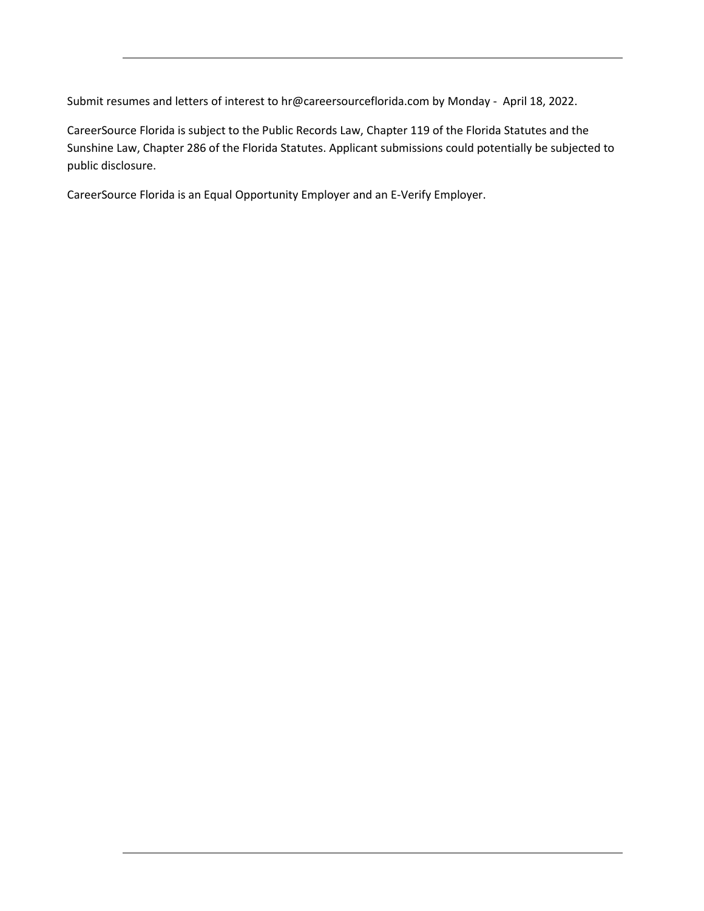Submit resumes and letters of interest to hr@careersourceflorida.com by Monday -  April 18, 2022.

CareerSource Florida is subject to the Public Records Law, Chapter 119 of the Florida Statutes and the Sunshine Law, Chapter 286 of the Florida Statutes. Applicant submissions could potentially be subjected to public disclosure.

CareerSource Florida is an Equal Opportunity Employer and an E-Verify Employer.